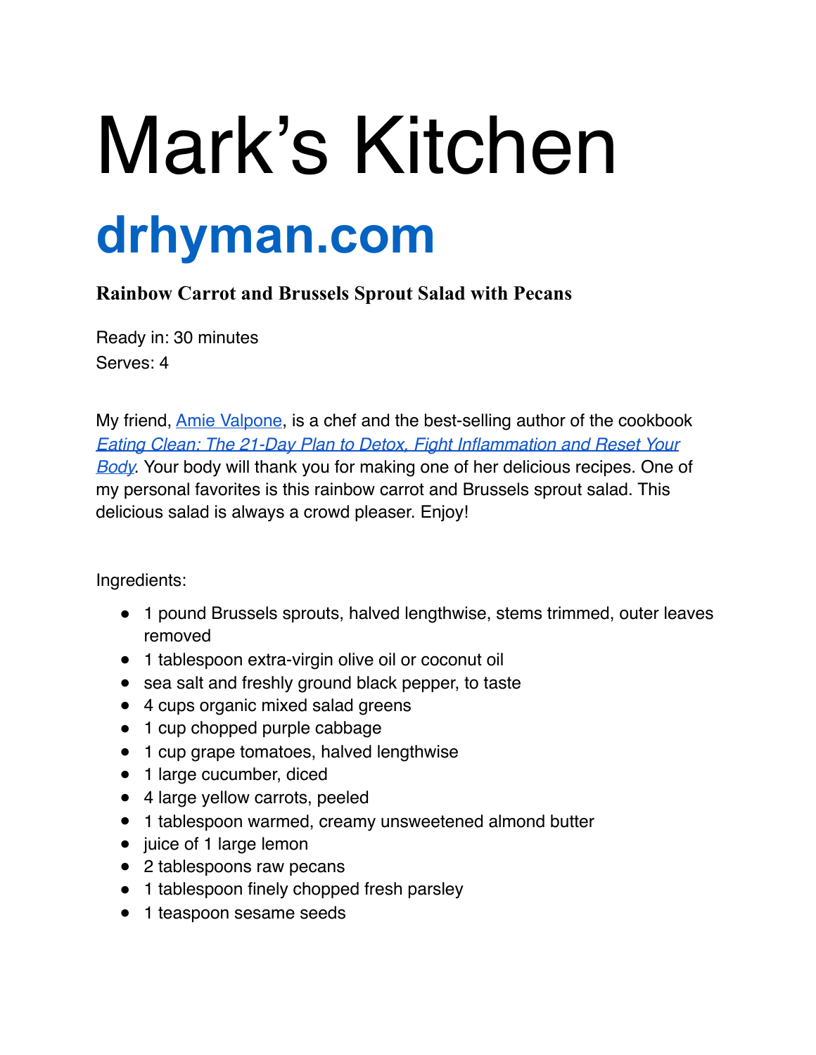# Mark's Kitchen

# drhyman.com

### Rainbow Carrot and Brussels Sprout Salad with Pecans

Ready in: 30 minutes
Serves: 4

My friend, Amie Valpone, is a chef and the best-selling author of the cookbook *Eating Clean: The 21-Day Plan to Detox, Fight Inflammation and Reset Your Body*. Your body will thank you for making one of her delicious recipes. One of my personal favorites is this rainbow carrot and Brussels sprout salad. This delicious salad is always a crowd pleaser. Enjoy!

Ingredients:

- 1 pound Brussels sprouts, halved lengthwise, stems trimmed, outer leaves removed
- 1 tablespoon extra-virgin olive oil or coconut oil
- sea salt and freshly ground black pepper, to taste
- 4 cups organic mixed salad greens
- 1 cup chopped purple cabbage
- 1 cup grape tomatoes, halved lengthwise
- 1 large cucumber, diced
- 4 large yellow carrots, peeled
- 1 tablespoon warmed, creamy unsweetened almond butter
- juice of 1 large lemon
- 2 tablespoons raw pecans
- 1 tablespoon finely chopped fresh parsley
- 1 teaspoon sesame seeds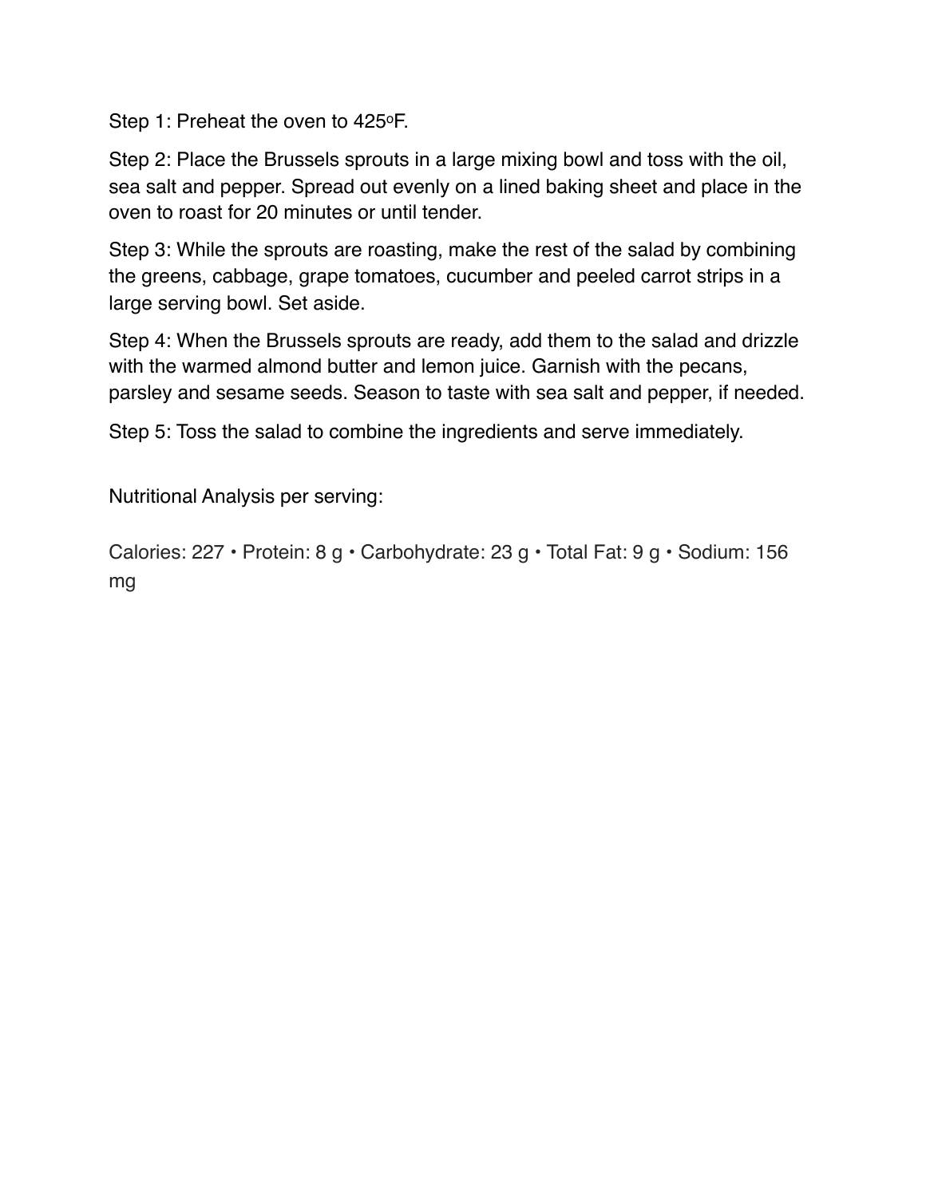Step 1: Preheat the oven to 425ºF.

Step 2: Place the Brussels sprouts in a large mixing bowl and toss with the oil, sea salt and pepper. Spread out evenly on a lined baking sheet and place in the oven to roast for 20 minutes or until tender.

Step 3: While the sprouts are roasting, make the rest of the salad by combining the greens, cabbage, grape tomatoes, cucumber and peeled carrot strips in a large serving bowl. Set aside.

Step 4: When the Brussels sprouts are ready, add them to the salad and drizzle with the warmed almond butter and lemon juice. Garnish with the pecans, parsley and sesame seeds. Season to taste with sea salt and pepper, if needed.

Step 5: Toss the salad to combine the ingredients and serve immediately.

Nutritional Analysis per serving:

Calories: 227 • Protein: 8 g • Carbohydrate: 23 g • Total Fat: 9 g • Sodium: 156 mg